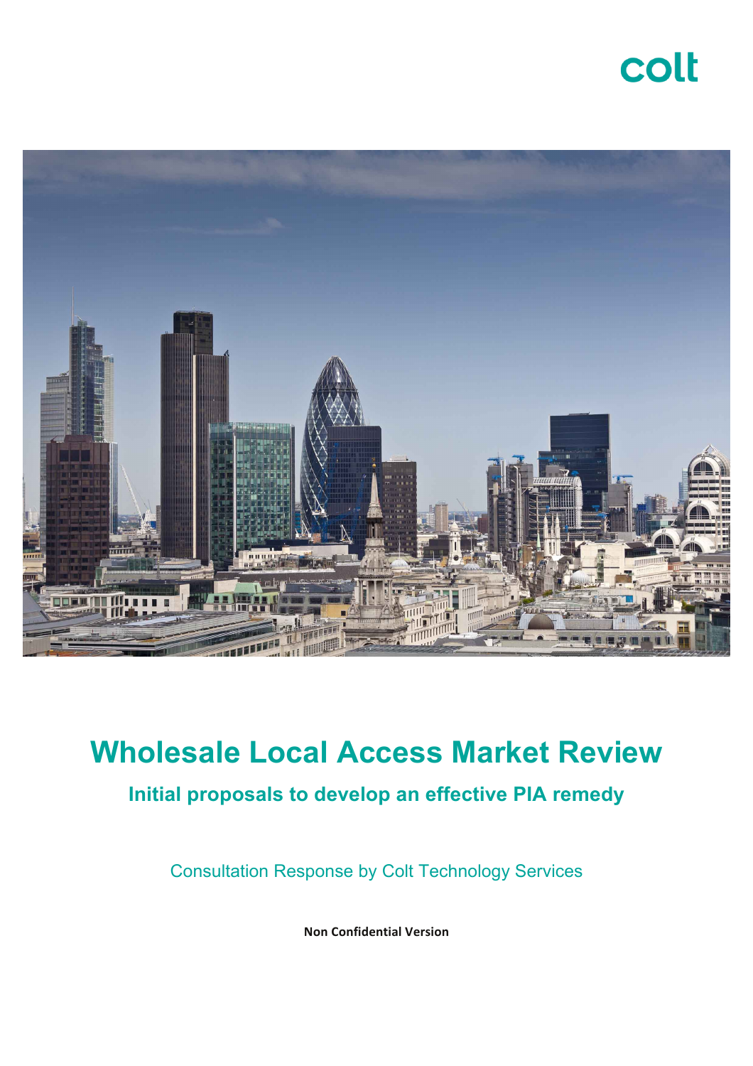colt

# Wholesale Local Access Market Review

## Initial proposals to develop an effective PIA remedy

Consultation Response by Colt Technology Services

**Non Confidential Version**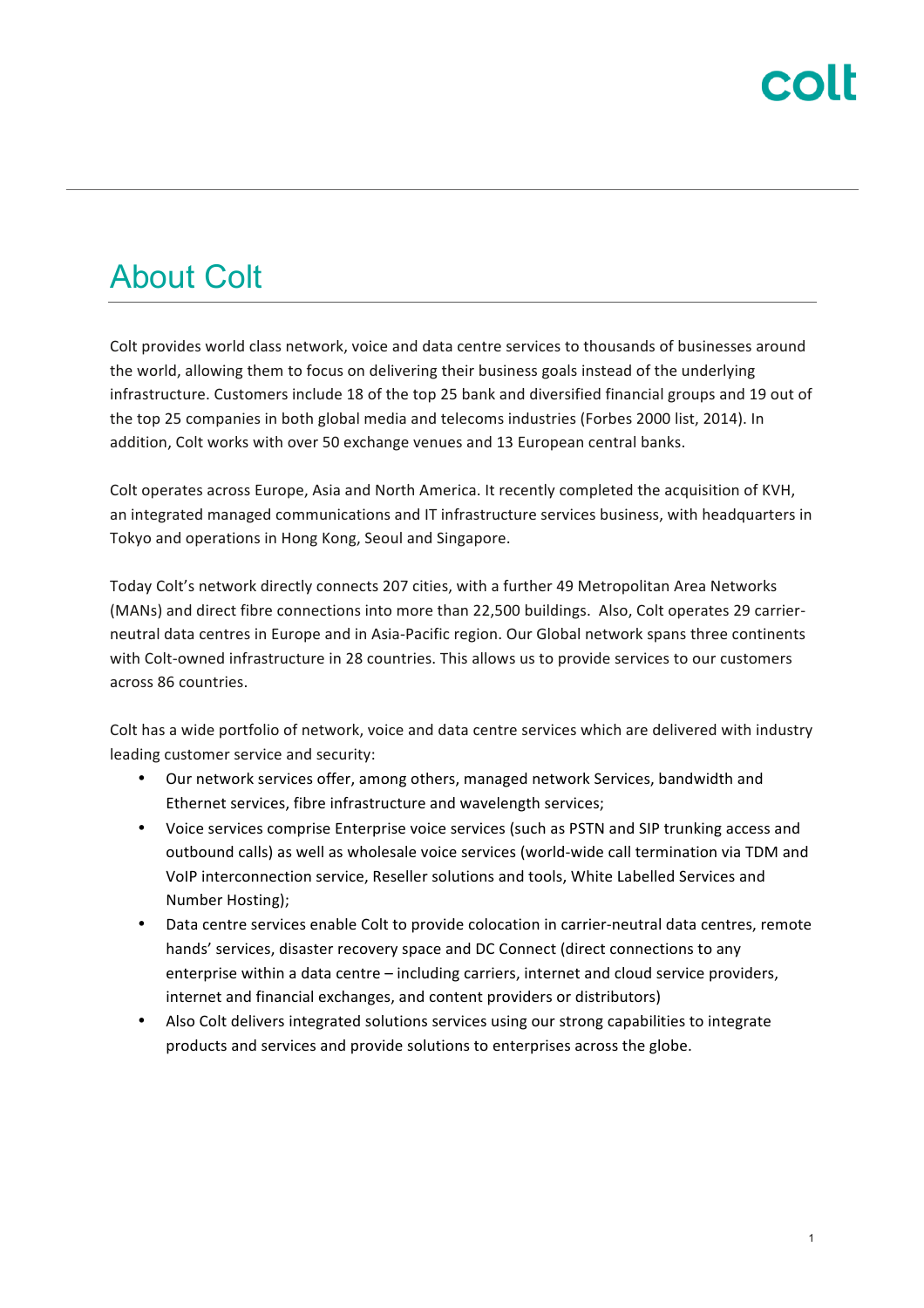# About Colt

Colt provides world class network, voice and data centre services to thousands of businesses around the world, allowing them to focus on delivering their business goals instead of the underlying infrastructure. Customers include 18 of the top 25 bank and diversified financial groups and 19 out of the top 25 companies in both global media and telecoms industries (Forbes 2000 list, 2014). In addition, Colt works with over 50 exchange venues and 13 European central banks.

Colt operates across Europe, Asia and North America. It recently completed the acquisition of KVH, an integrated managed communications and IT infrastructure services business, with headquarters in Tokyo and operations in Hong Kong, Seoul and Singapore.

Today Colt's network directly connects 207 cities, with a further 49 Metropolitan Area Networks (MANs) and direct fibre connections into more than 22,500 buildings. Also, Colt operates 29 carrier-neutral data centres in Europe and in Asia-Pacific region. Our Global network spans three continents with Colt-owned infrastructure in 28 countries. This allows us to provide services to our customers across 86 countries.

Colt has a wide portfolio of network, voice and data centre services which are delivered with industry leading customer service and security:

- Our network services offer, among others, managed network Services, bandwidth and Ethernet services, fibre infrastructure and wavelength services;
- Voice services comprise Enterprise voice services (such as PSTN and SIP trunking access and outbound calls) as well as wholesale voice services (world-wide call termination via TDM and VoIP interconnection service, Reseller solutions and tools, White Labelled Services and Number Hosting);
- Data centre services enable Colt to provide colocation in carrier-neutral data centres, remote hands' services, disaster recovery space and DC Connect (direct connections to any enterprise within a data centre – including carriers, internet and cloud service providers, internet and financial exchanges, and content providers or distributors)
- Also Colt delivers integrated solutions services using our strong capabilities to integrate products and services and provide solutions to enterprises across the globe.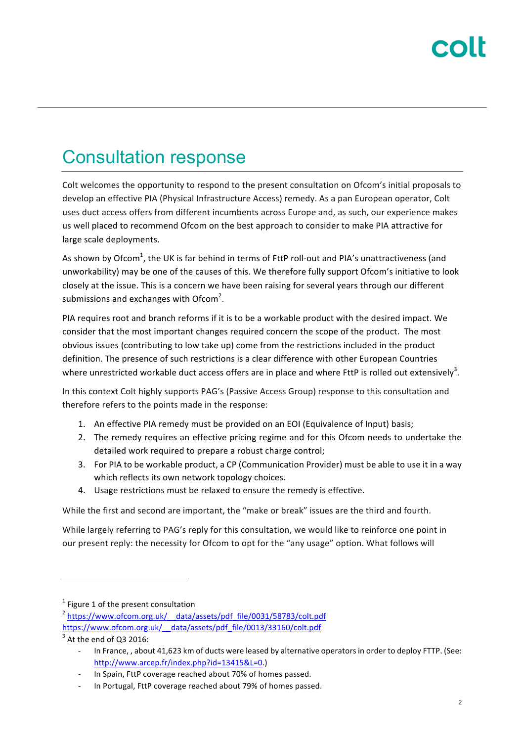# Consultation response

Colt welcomes the opportunity to respond to the present consultation on Ofcom's initial proposals to develop an effective PIA (Physical Infrastructure Access) remedy. As a pan European operator, Colt uses duct access offers from different incumbents across Europe and, as such, our experience makes us well placed to recommend Ofcom on the best approach to consider to make PIA attractive for large scale deployments.

As shown by Ofcom[1], the UK is far behind in terms of FttP roll-out and PIA's unattractiveness (and unworkability) may be one of the causes of this. We therefore fully support Ofcom's initiative to look closely at the issue. This is a concern we have been raising for several years through our different submissions and exchanges with Ofcom[2].

PIA requires root and branch reforms if it is to be a workable product with the desired impact. We consider that the most important changes required concern the scope of the product. The most obvious issues (contributing to low take up) come from the restrictions included in the product definition. The presence of such restrictions is a clear difference with other European Countries where unrestricted workable duct access offers are in place and where FttP is rolled out extensively[3].

In this context Colt highly supports PAG's (Passive Access Group) response to this consultation and therefore refers to the points made in the response:

1. An effective PIA remedy must be provided on an EOI (Equivalence of Input) basis;
2. The remedy requires an effective pricing regime and for this Ofcom needs to undertake the detailed work required to prepare a robust charge control;
3. For PIA to be workable product, a CP (Communication Provider) must be able to use it in a way which reflects its own network topology choices.
4. Usage restrictions must be relaxed to ensure the remedy is effective.

While the first and second are important, the "make or break" issues are the third and fourth.

While largely referring to PAG's reply for this consultation, we would like to reinforce one point in our present reply: the necessity for Ofcom to opt for the "any usage" option. What follows will

---

[1] Figure 1 of the present consultation

[2] https://www.ofcom.org.uk/__data/assets/pdf_file/0031/58783/colt.pdf
https://www.ofcom.org.uk/__data/assets/pdf_file/0013/33160/colt.pdf

[3] At the end of Q3 2016:

- In France, , about 41,623 km of ducts were leased by alternative operators in order to deploy FTTP. (See: http://www.arcep.fr/index.php?id=13415&L=0.)
- In Spain, FttP coverage reached about 70% of homes passed.
- In Portugal, FttP coverage reached about 79% of homes passed.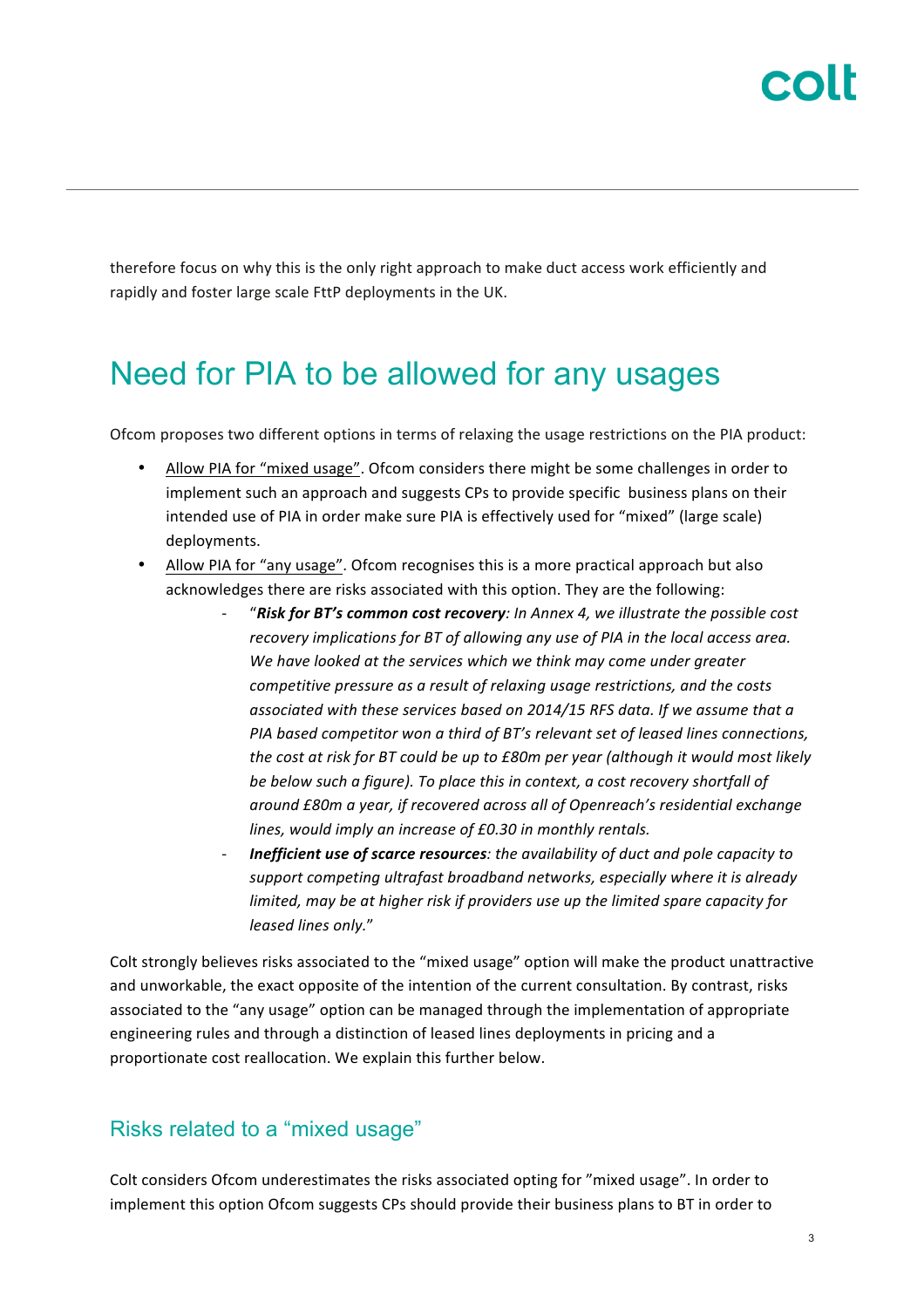therefore focus on why this is the only right approach to make duct access work efficiently and rapidly and foster large scale FttP deployments in the UK.

# Need for PIA to be allowed for any usages

Ofcom proposes two different options in terms of relaxing the usage restrictions on the PIA product:

- Allow PIA for "mixed usage". Ofcom considers there might be some challenges in order to implement such an approach and suggests CPs to provide specific business plans on their intended use of PIA in order make sure PIA is effectively used for "mixed" (large scale) deployments.
- Allow PIA for "any usage". Ofcom recognises this is a more practical approach but also acknowledges there are risks associated with this option. They are the following:
    - "***Risk for BT's common cost recovery****: In Annex 4, we illustrate the possible cost recovery implications for BT of allowing any use of PIA in the local access area. We have looked at the services which we think may come under greater competitive pressure as a result of relaxing usage restrictions, and the costs associated with these services based on 2014/15 RFS data. If we assume that a PIA based competitor won a third of BT's relevant set of leased lines connections, the cost at risk for BT could be up to £80m per year (although it would most likely be below such a figure). To place this in context, a cost recovery shortfall of around £80m a year, if recovered across all of Openreach's residential exchange lines, would imply an increase of £0.30 in monthly rentals.*
    - ***Inefficient use of scarce resources****: the availability of duct and pole capacity to support competing ultrafast broadband networks, especially where it is already limited, may be at higher risk if providers use up the limited spare capacity for leased lines only.*"

Colt strongly believes risks associated to the "mixed usage" option will make the product unattractive and unworkable, the exact opposite of the intention of the current consultation. By contrast, risks associated to the "any usage" option can be managed through the implementation of appropriate engineering rules and through a distinction of leased lines deployments in pricing and a proportionate cost reallocation. We explain this further below.

## Risks related to a "mixed usage"

Colt considers Ofcom underestimates the risks associated opting for "mixed usage". In order to implement this option Ofcom suggests CPs should provide their business plans to BT in order to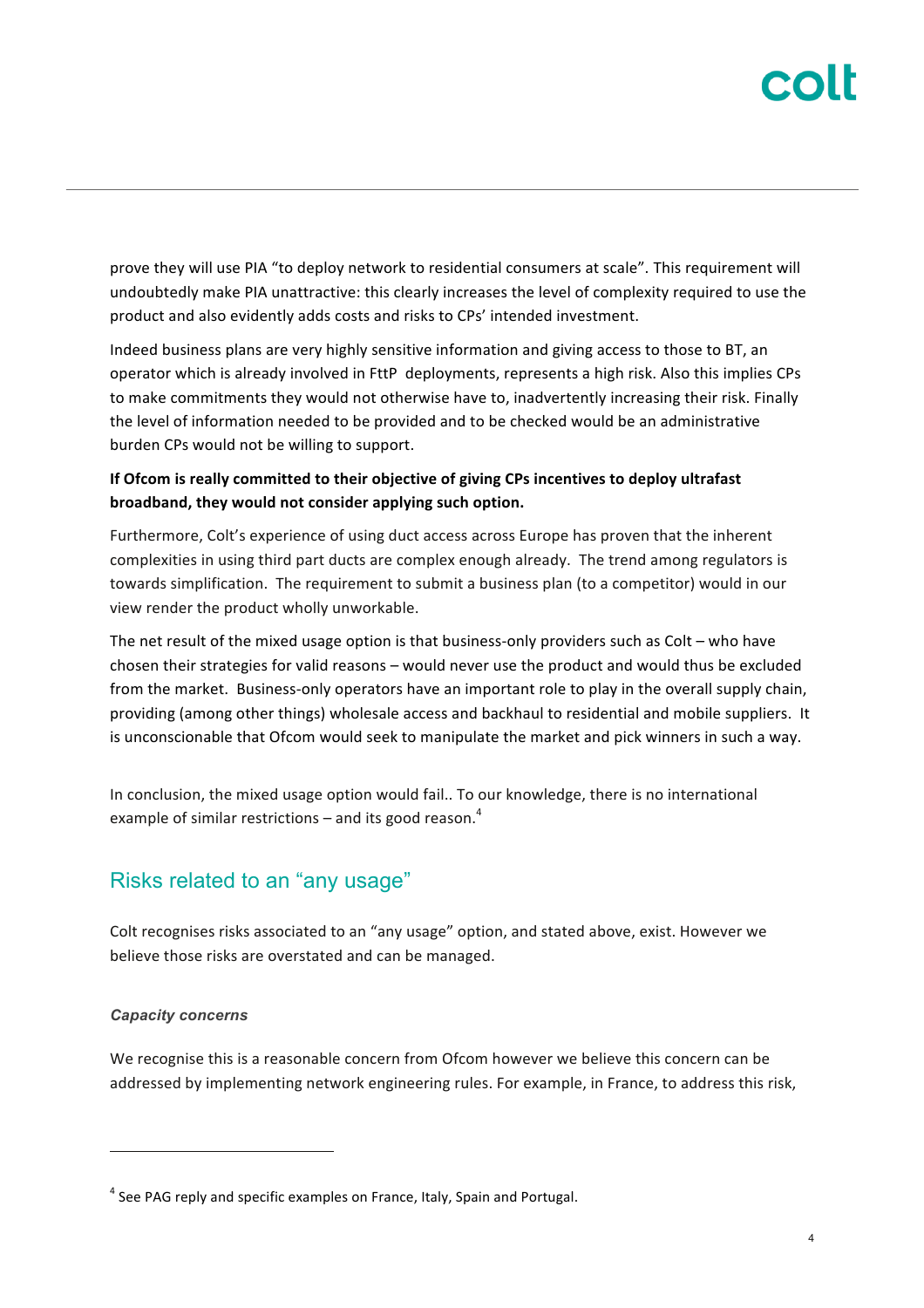prove they will use PIA "to deploy network to residential consumers at scale". This requirement will undoubtedly make PIA unattractive: this clearly increases the level of complexity required to use the product and also evidently adds costs and risks to CPs' intended investment.

Indeed business plans are very highly sensitive information and giving access to those to BT, an operator which is already involved in FttP deployments, represents a high risk. Also this implies CPs to make commitments they would not otherwise have to, inadvertently increasing their risk. Finally the level of information needed to be provided and to be checked would be an administrative burden CPs would not be willing to support.

**If Ofcom is really committed to their objective of giving CPs incentives to deploy ultrafast broadband, they would not consider applying such option.**

Furthermore, Colt's experience of using duct access across Europe has proven that the inherent complexities in using third part ducts are complex enough already. The trend among regulators is towards simplification. The requirement to submit a business plan (to a competitor) would in our view render the product wholly unworkable.

The net result of the mixed usage option is that business-only providers such as Colt – who have chosen their strategies for valid reasons – would never use the product and would thus be excluded from the market. Business-only operators have an important role to play in the overall supply chain, providing (among other things) wholesale access and backhaul to residential and mobile suppliers. It is unconscionable that Ofcom would seek to manipulate the market and pick winners in such a way.

In conclusion, the mixed usage option would fail.. To our knowledge, there is no international example of similar restrictions – and its good reason.[4]

## Risks related to an "any usage"

Colt recognises risks associated to an "any usage" option, and stated above, exist. However we believe those risks are overstated and can be managed.

### *Capacity concerns*

We recognise this is a reasonable concern from Ofcom however we believe this concern can be addressed by implementing network engineering rules. For example, in France, to address this risk,

[4] See PAG reply and specific examples on France, Italy, Spain and Portugal.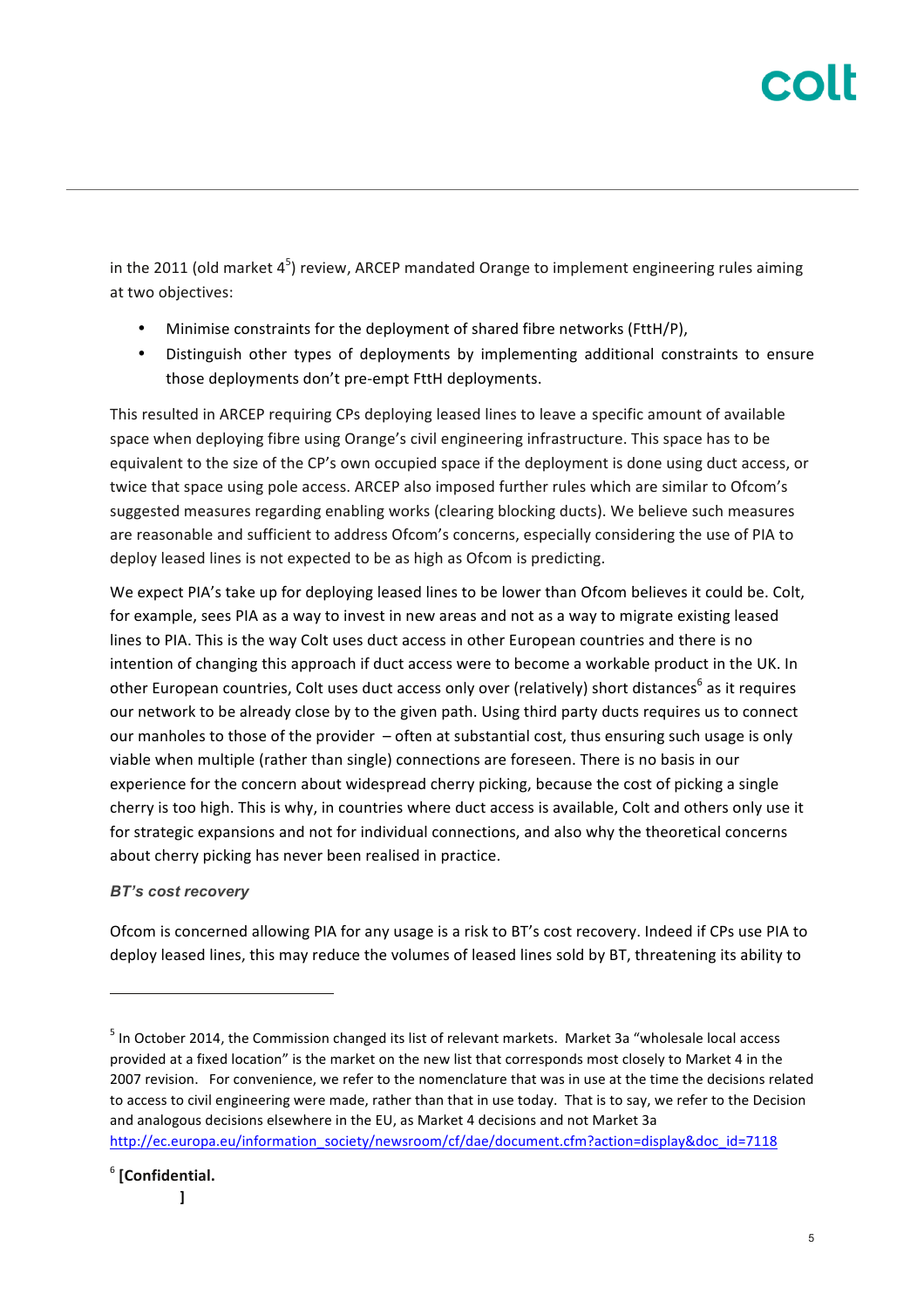in the 2011 (old market 4[5]) review, ARCEP mandated Orange to implement engineering rules aiming at two objectives:

- Minimise constraints for the deployment of shared fibre networks (FttH/P),
- Distinguish other types of deployments by implementing additional constraints to ensure those deployments don't pre-empt FttH deployments.

This resulted in ARCEP requiring CPs deploying leased lines to leave a specific amount of available space when deploying fibre using Orange's civil engineering infrastructure. This space has to be equivalent to the size of the CP's own occupied space if the deployment is done using duct access, or twice that space using pole access. ARCEP also imposed further rules which are similar to Ofcom's suggested measures regarding enabling works (clearing blocking ducts). We believe such measures are reasonable and sufficient to address Ofcom's concerns, especially considering the use of PIA to deploy leased lines is not expected to be as high as Ofcom is predicting.

We expect PIA's take up for deploying leased lines to be lower than Ofcom believes it could be. Colt, for example, sees PIA as a way to invest in new areas and not as a way to migrate existing leased lines to PIA. This is the way Colt uses duct access in other European countries and there is no intention of changing this approach if duct access were to become a workable product in the UK. In other European countries, Colt uses duct access only over (relatively) short distances[6] as it requires our network to be already close by to the given path. Using third party ducts requires us to connect our manholes to those of the provider – often at substantial cost, thus ensuring such usage is only viable when multiple (rather than single) connections are foreseen. There is no basis in our experience for the concern about widespread cherry picking, because the cost of picking a single cherry is too high. This is why, in countries where duct access is available, Colt and others only use it for strategic expansions and not for individual connections, and also why the theoretical concerns about cherry picking has never been realised in practice.

### *BT's cost recovery*

Ofcom is concerned allowing PIA for any usage is a risk to BT's cost recovery. Indeed if CPs use PIA to deploy leased lines, this may reduce the volumes of leased lines sold by BT, threatening its ability to

---

[5] In October 2014, the Commission changed its list of relevant markets. Market 3a "wholesale local access provided at a fixed location" is the market on the new list that corresponds most closely to Market 4 in the 2007 revision. For convenience, we refer to the nomenclature that was in use at the time the decisions related to access to civil engineering were made, rather than that in use today. That is to say, we refer to the Decision and analogous decisions elsewhere in the EU, as Market 4 decisions and not Market 3a http://ec.europa.eu/information_society/newsroom/cf/dae/document.cfm?action=display&doc_id=7118

[6] **[Confidential.**
**]**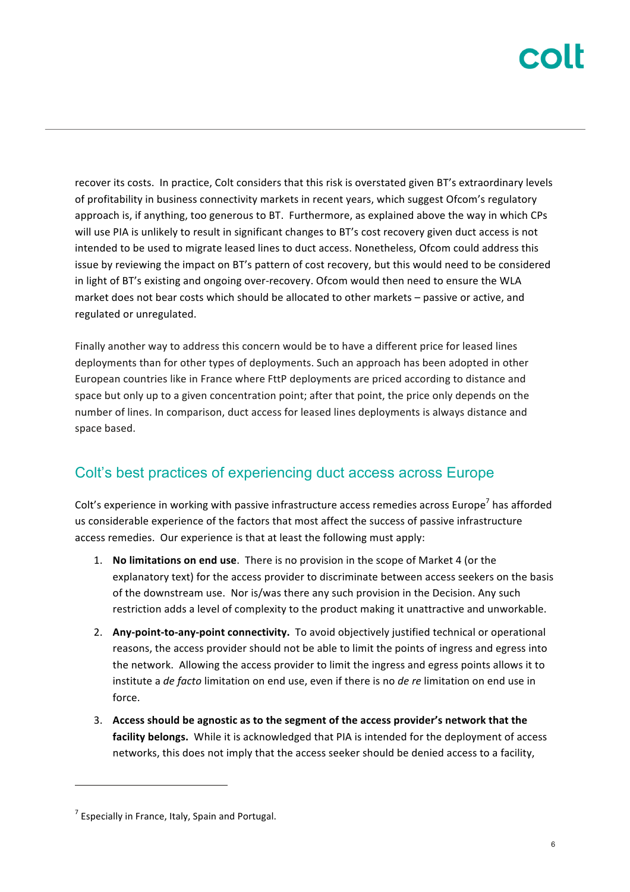recover its costs. In practice, Colt considers that this risk is overstated given BT's extraordinary levels of profitability in business connectivity markets in recent years, which suggest Ofcom's regulatory approach is, if anything, too generous to BT. Furthermore, as explained above the way in which CPs will use PIA is unlikely to result in significant changes to BT's cost recovery given duct access is not intended to be used to migrate leased lines to duct access. Nonetheless, Ofcom could address this issue by reviewing the impact on BT's pattern of cost recovery, but this would need to be considered in light of BT's existing and ongoing over-recovery. Ofcom would then need to ensure the WLA market does not bear costs which should be allocated to other markets – passive or active, and regulated or unregulated.

Finally another way to address this concern would be to have a different price for leased lines deployments than for other types of deployments. Such an approach has been adopted in other European countries like in France where FttP deployments are priced according to distance and space but only up to a given concentration point; after that point, the price only depends on the number of lines. In comparison, duct access for leased lines deployments is always distance and space based.

## Colt's best practices of experiencing duct access across Europe

Colt's experience in working with passive infrastructure access remedies across Europe[7] has afforded us considerable experience of the factors that most affect the success of passive infrastructure access remedies. Our experience is that at least the following must apply:

1. **No limitations on end use**. There is no provision in the scope of Market 4 (or the explanatory text) for the access provider to discriminate between access seekers on the basis of the downstream use. Nor is/was there any such provision in the Decision. Any such restriction adds a level of complexity to the product making it unattractive and unworkable.
2. **Any-point-to-any-point connectivity.** To avoid objectively justified technical or operational reasons, the access provider should not be able to limit the points of ingress and egress into the network. Allowing the access provider to limit the ingress and egress points allows it to institute a *de facto* limitation on end use, even if there is no *de re* limitation on end use in force.
3. **Access should be agnostic as to the segment of the access provider's network that the facility belongs.** While it is acknowledged that PIA is intended for the deployment of access networks, this does not imply that the access seeker should be denied access to a facility,

[7] Especially in France, Italy, Spain and Portugal.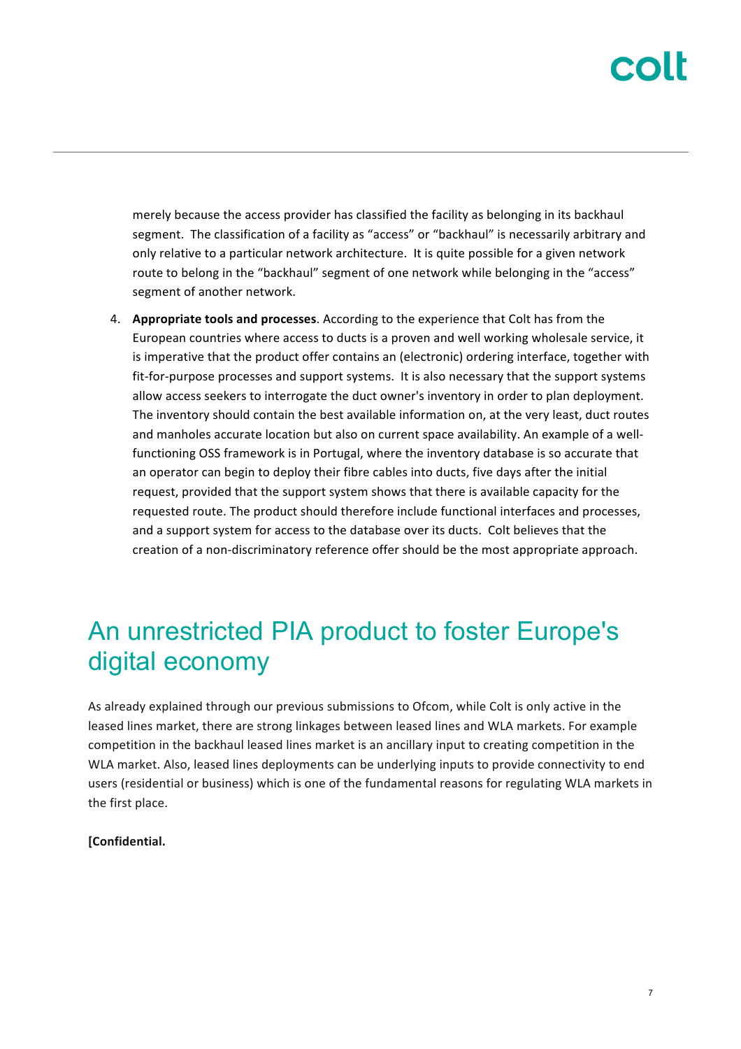merely because the access provider has classified the facility as belonging in its backhaul segment. The classification of a facility as "access" or "backhaul" is necessarily arbitrary and only relative to a particular network architecture. It is quite possible for a given network route to belong in the "backhaul" segment of one network while belonging in the "access" segment of another network.

4. **Appropriate tools and processes**. According to the experience that Colt has from the European countries where access to ducts is a proven and well working wholesale service, it is imperative that the product offer contains an (electronic) ordering interface, together with fit-for-purpose processes and support systems. It is also necessary that the support systems allow access seekers to interrogate the duct owner's inventory in order to plan deployment. The inventory should contain the best available information on, at the very least, duct routes and manholes accurate location but also on current space availability. An example of a well-functioning OSS framework is in Portugal, where the inventory database is so accurate that an operator can begin to deploy their fibre cables into ducts, five days after the initial request, provided that the support system shows that there is available capacity for the requested route. The product should therefore include functional interfaces and processes, and a support system for access to the database over its ducts. Colt believes that the creation of a non-discriminatory reference offer should be the most appropriate approach.

# An unrestricted PIA product to foster Europe's digital economy

As already explained through our previous submissions to Ofcom, while Colt is only active in the leased lines market, there are strong linkages between leased lines and WLA markets. For example competition in the backhaul leased lines market is an ancillary input to creating competition in the WLA market. Also, leased lines deployments can be underlying inputs to provide connectivity to end users (residential or business) which is one of the fundamental reasons for regulating WLA markets in the first place.

**[Confidential.**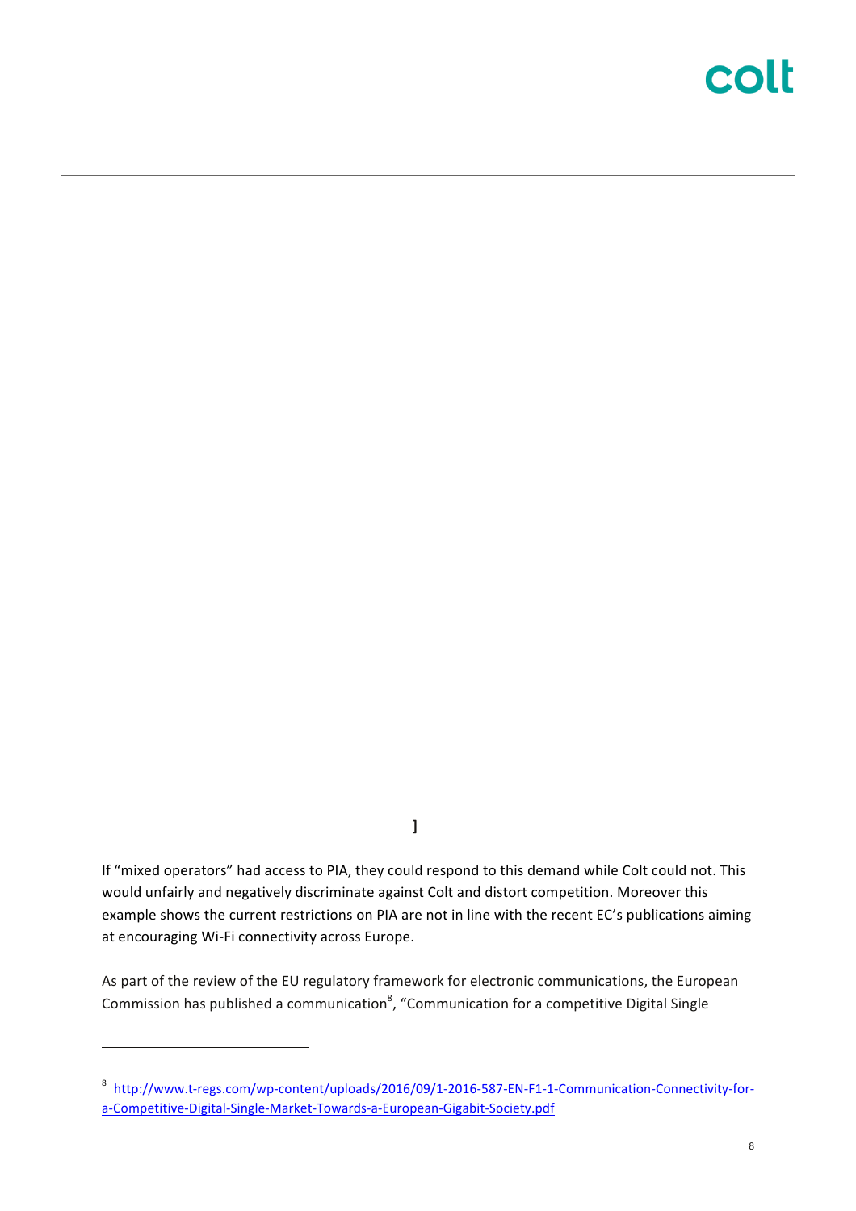]

If "mixed operators" had access to PIA, they could respond to this demand while Colt could not. This would unfairly and negatively discriminate against Colt and distort competition. Moreover this example shows the current restrictions on PIA are not in line with the recent EC's publications aiming at encouraging Wi-Fi connectivity across Europe.

As part of the review of the EU regulatory framework for electronic communications, the European Commission has published a communication[8], "Communication for a competitive Digital Single

---

[8] http://www.t-regs.com/wp-content/uploads/2016/09/1-2016-587-EN-F1-1-Communication-Connectivity-for-a-Competitive-Digital-Single-Market-Towards-a-European-Gigabit-Society.pdf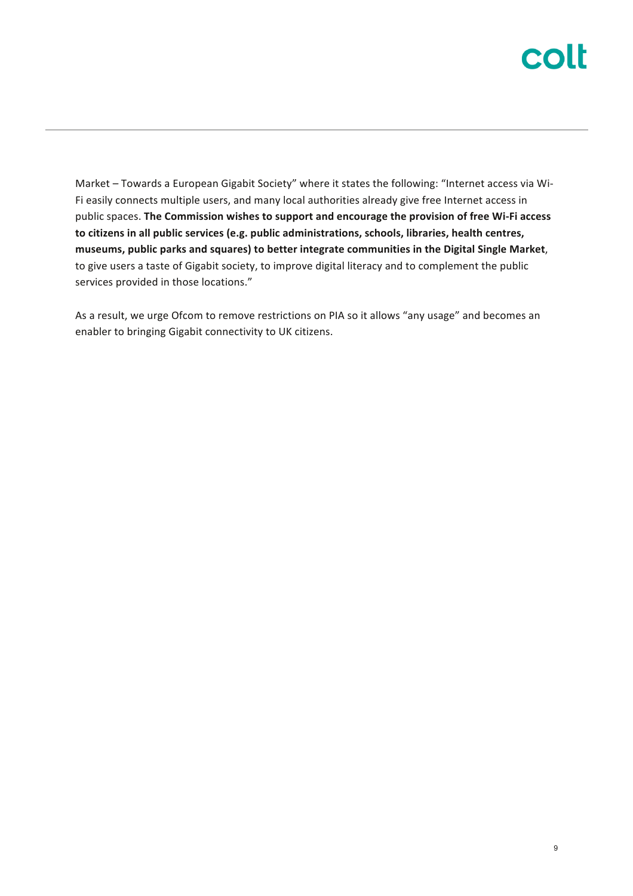Market – Towards a European Gigabit Society" where it states the following: "Internet access via Wi-Fi easily connects multiple users, and many local authorities already give free Internet access in public spaces. **The Commission wishes to support and encourage the provision of free Wi-Fi access to citizens in all public services (e.g. public administrations, schools, libraries, health centres, museums, public parks and squares) to better integrate communities in the Digital Single Market**, to give users a taste of Gigabit society, to improve digital literacy and to complement the public services provided in those locations."

As a result, we urge Ofcom to remove restrictions on PIA so it allows "any usage" and becomes an enabler to bringing Gigabit connectivity to UK citizens.